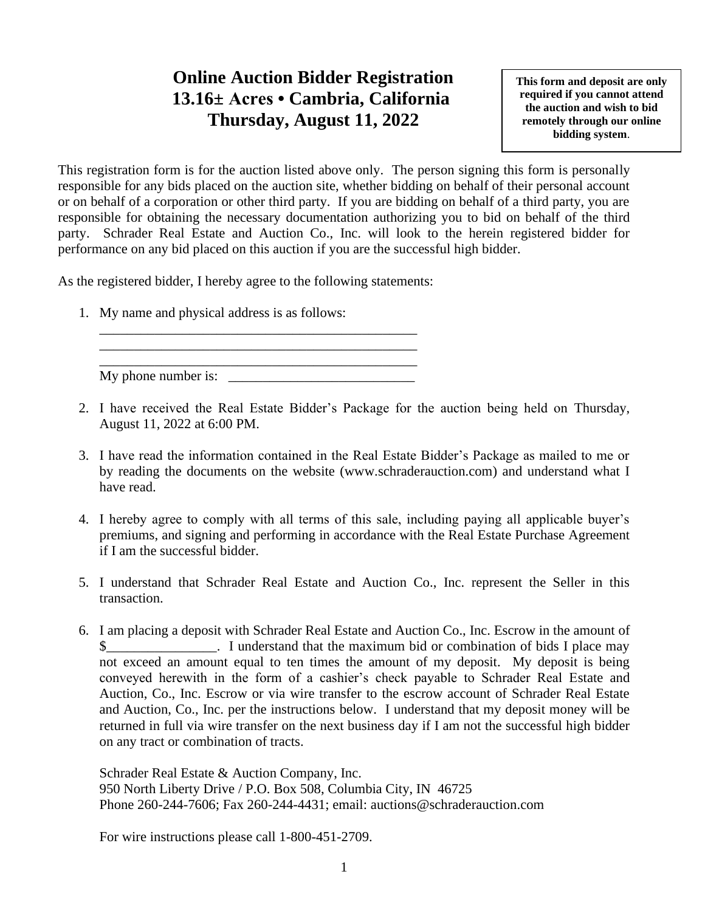# Online Auction Bidder Registration
# 13.16± Acres • Cambria, California
# Thursday, August 11, 2022

**This form and deposit are only required if you cannot attend the auction and wish to bid remotely through our online bidding system**.

This registration form is for the auction listed above only. The person signing this form is personally responsible for any bids placed on the auction site, whether bidding on behalf of their personal account or on behalf of a corporation or other third party. If you are bidding on behalf of a third party, you are responsible for obtaining the necessary documentation authorizing you to bid on behalf of the third party. Schrader Real Estate and Auction Co., Inc. will look to the herein registered bidder for performance on any bid placed on this auction if you are the successful high bidder.

As the registered bidder, I hereby agree to the following statements:

1. My name and physical address is as follows:
   ________________________________________________
   ________________________________________________
   ________________________________________________
   My phone number is: ___________________________

2. I have received the Real Estate Bidder's Package for the auction being held on Thursday, August 11, 2022 at 6:00 PM.

3. I have read the information contained in the Real Estate Bidder's Package as mailed to me or by reading the documents on the website (www.schraderauction.com) and understand what I have read.

4. I hereby agree to comply with all terms of this sale, including paying all applicable buyer's premiums, and signing and performing in accordance with the Real Estate Purchase Agreement if I am the successful bidder.

5. I understand that Schrader Real Estate and Auction Co., Inc. represent the Seller in this transaction.

6. I am placing a deposit with Schrader Real Estate and Auction Co., Inc. Escrow in the amount of $________________. I understand that the maximum bid or combination of bids I place may not exceed an amount equal to ten times the amount of my deposit. My deposit is being conveyed herewith in the form of a cashier's check payable to Schrader Real Estate and Auction, Co., Inc. Escrow or via wire transfer to the escrow account of Schrader Real Estate and Auction, Co., Inc. per the instructions below. I understand that my deposit money will be returned in full via wire transfer on the next business day if I am not the successful high bidder on any tract or combination of tracts.

   Schrader Real Estate & Auction Company, Inc.
   950 North Liberty Drive / P.O. Box 508, Columbia City, IN 46725
   Phone 260-244-7606; Fax 260-244-4431; email: auctions@schraderauction.com

   For wire instructions please call 1-800-451-2709.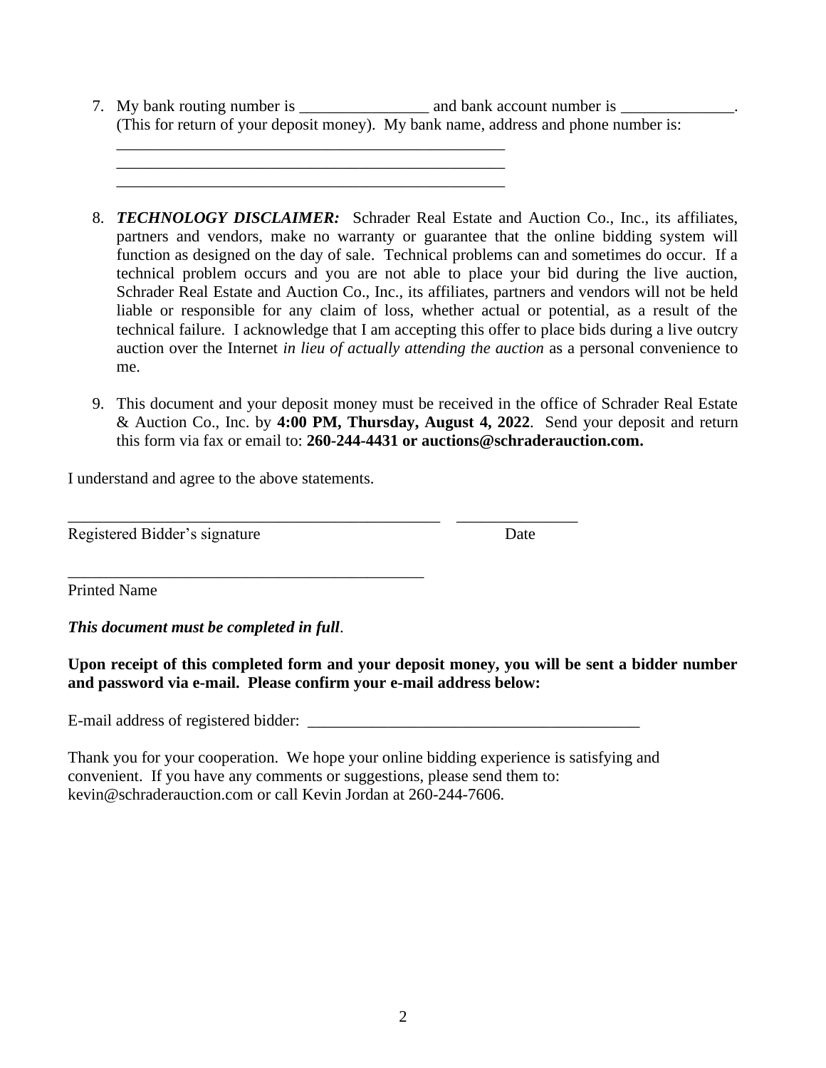7. My bank routing number is ________________ and bank account number is ______________. (This for return of your deposit money). My bank name, address and phone number is:

   __________________________________________________
   __________________________________________________
   __________________________________________________

8. ***TECHNOLOGY DISCLAIMER:*** Schrader Real Estate and Auction Co., Inc., its affiliates, partners and vendors, make no warranty or guarantee that the online bidding system will function as designed on the day of sale. Technical problems can and sometimes do occur. If a technical problem occurs and you are not able to place your bid during the live auction, Schrader Real Estate and Auction Co., Inc., its affiliates, partners and vendors will not be held liable or responsible for any claim of loss, whether actual or potential, as a result of the technical failure. I acknowledge that I am accepting this offer to place bids during a live outcry auction over the Internet *in lieu of actually attending the auction* as a personal convenience to me.

9. This document and your deposit money must be received in the office of Schrader Real Estate & Auction Co., Inc. by **4:00 PM, Thursday, August 4, 2022**. Send your deposit and return this form via fax or email to: **260-244-4431 or auctions@schraderauction.com.**

I understand and agree to the above statements.

_______________________________________________ _______________
Registered Bidder's signature Date

_____________________________________________
Printed Name

***This document must be completed in full***.

**Upon receipt of this completed form and your deposit money, you will be sent a bidder number and password via e-mail. Please confirm your e-mail address below:**

E-mail address of registered bidder: ________________________________________

Thank you for your cooperation. We hope your online bidding experience is satisfying and convenient. If you have any comments or suggestions, please send them to: kevin@schraderauction.com or call Kevin Jordan at 260-244-7606.